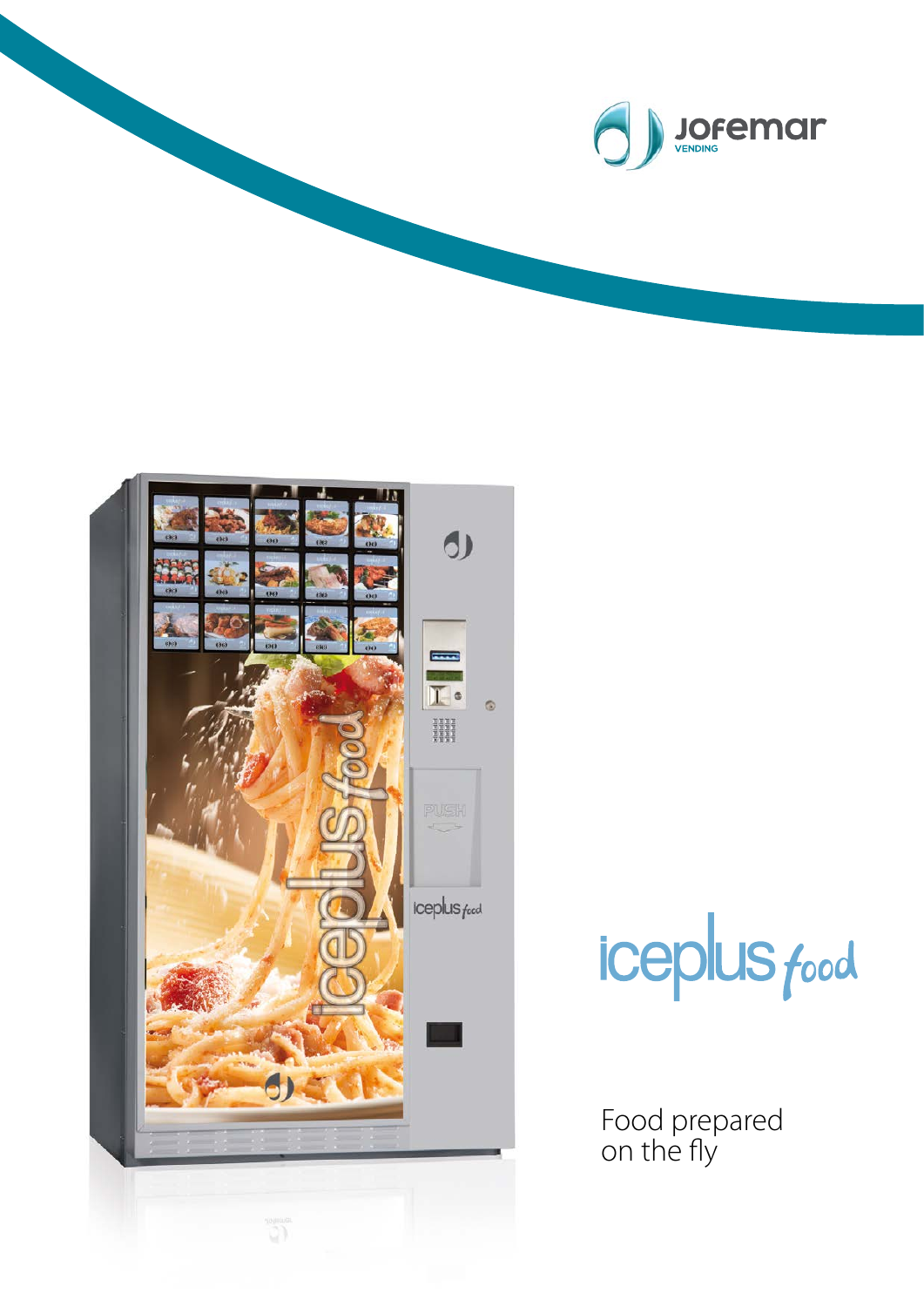Jofemar VENDING

# iceplus food

Food prepared on the fly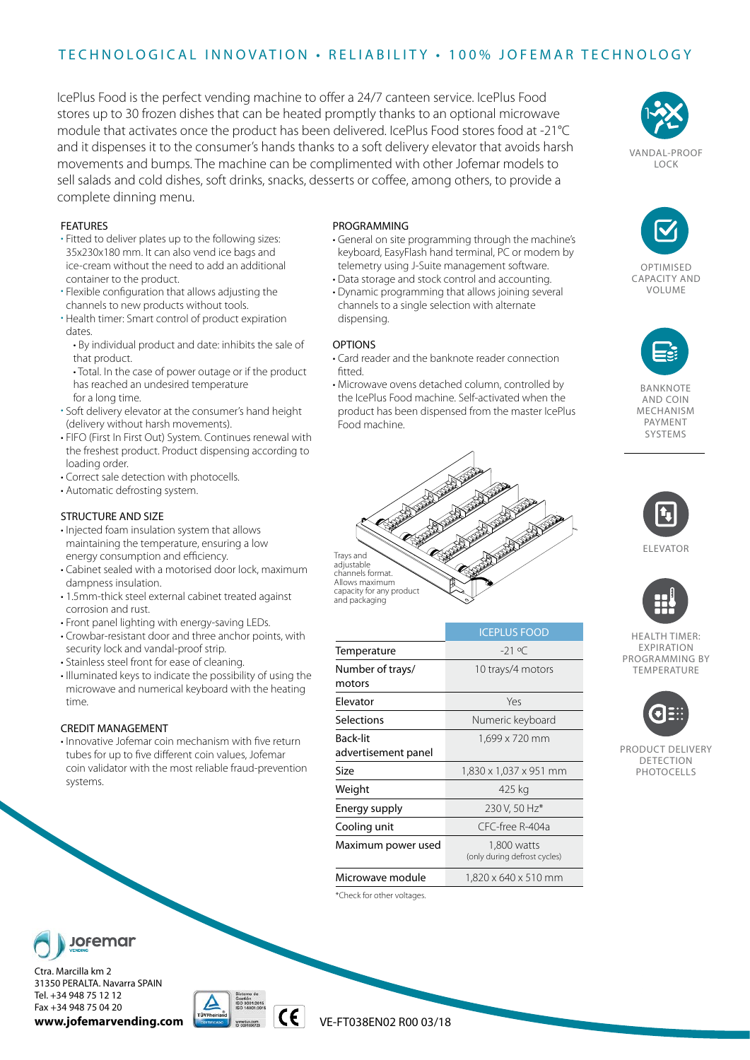TECHNOLOGICAL INNOVATION • RELIABILITY • 100% JOFEMAR TECHNOLOGY

IcePlus Food is the perfect vending machine to offer a 24/7 canteen service. IcePlus Food stores up to 30 frozen dishes that can be heated promptly thanks to an optional microwave module that activates once the product has been delivered. IcePlus Food stores food at -21°C and it dispenses it to the consumer's hands thanks to a soft delivery elevator that avoids harsh movements and bumps. The machine can be complimented with other Jofemar models to sell salads and cold dishes, soft drinks, snacks, desserts or coffee, among others, to provide a complete dinning menu.

## FEATURES

- Fitted to deliver plates up to the following sizes: 35x230x180 mm. It can also vend ice bags and ice-cream without the need to add an additional container to the product.
- Flexible configuration that allows adjusting the channels to new products without tools.
- Health timer: Smart control of product expiration dates.
  - By individual product and date: inhibits the sale of that product.
  - Total. In the case of power outage or if the product has reached an undesired temperature for a long time.
- Soft delivery elevator at the consumer's hand height (delivery without harsh movements).
- FIFO (First In First Out) System. Continues renewal with the freshest product. Product dispensing according to loading order.
- Correct sale detection with photocells.
- Automatic defrosting system.

## STRUCTURE AND SIZE

- Injected foam insulation system that allows maintaining the temperature, ensuring a low energy consumption and efficiency.
- Cabinet sealed with a motorised door lock, maximum dampness insulation.
- 1.5mm-thick steel external cabinet treated against corrosion and rust.
- Front panel lighting with energy-saving LEDs.
- Crowbar-resistant door and three anchor points, with security lock and vandal-proof strip.
- Stainless steel front for ease of cleaning.
- Illuminated keys to indicate the possibility of using the microwave and numerical keyboard with the heating time.

## CREDIT MANAGEMENT

- Innovative Jofemar coin mechanism with five return tubes for up to five different coin values, Jofemar coin validator with the most reliable fraud-prevention systems.

## PROGRAMMING

- General on site programming through the machine's keyboard, EasyFlash hand terminal, PC or modem by telemetry using J-Suite management software.
- Data storage and stock control and accounting.
- Dynamic programming that allows joining several channels to a single selection with alternate dispensing.

## OPTIONS

- Card reader and the banknote reader connection fitted.
- Microwave ovens detached column, controlled by the IcePlus Food machine. Self-activated when the product has been dispensed from the master IcePlus Food machine.

Trays and adjustable channels format. Allows maximum capacity for any product and packaging

| | ICEPLUS FOOD |
|---|---|
| Temperature | -21 ºC |
| Number of trays/ motors | 10 trays/4 motors |
| Elevator | Yes |
| Selections | Numeric keyboard |
| Back-lit advertisement panel | 1,699 x 720 mm |
| Size | 1,830 x 1,037 x 951 mm |
| Weight | 425 kg |
| Energy supply | 230 V, 50 Hz* |
| Cooling unit | CFC-free R-404a |
| Maximum power used | 1,800 watts (only during defrost cycles) |
| Microwave module | 1,820 x 640 x 510 mm |

*Check for other voltages.

VANDAL-PROOF LOCK

OPTIMISED CAPACITY AND VOLUME

BANKNOTE AND COIN MECHANISM PAYMENT SYSTEMS

ELEVATOR

HEALTH TIMER: EXPIRATION PROGRAMMING BY TEMPERATURE

PRODUCT DELIVERY DETECTION PHOTOCELLS

Jofemar

Ctra. Marcilla km 2
31350 PERALTA. Navarra SPAIN
Tel. +34 948 75 12 12
Fax +34 948 75 04 20
**www.jofemarvending.com**

VE-FT038EN02 R00 03/18